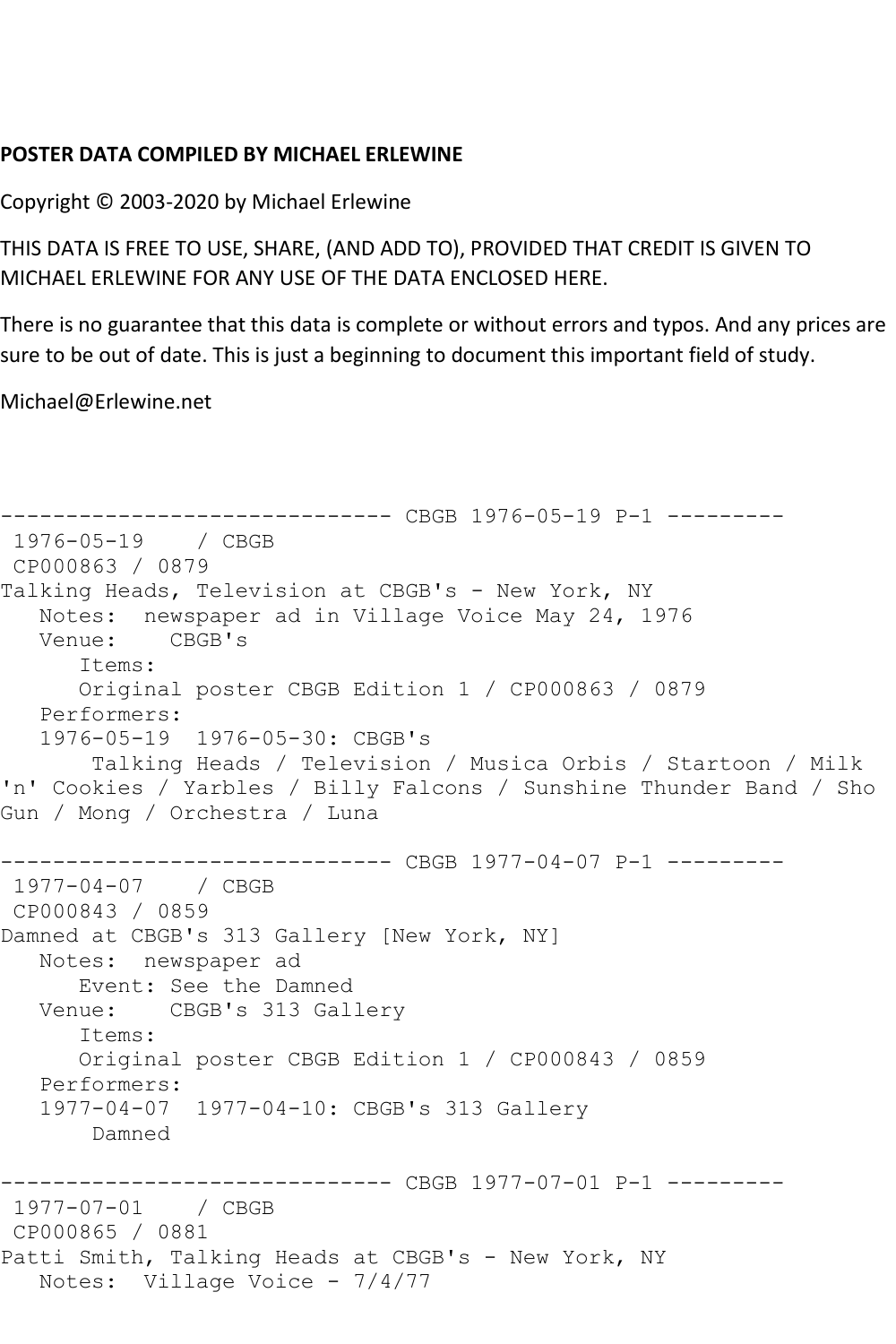**POSTER DATA COMPILED BY MICHAEL ERLEWINE**

Copyright © 2003-2020 by Michael Erlewine

THIS DATA IS FREE TO USE, SHARE, (AND ADD TO), PROVIDED THAT CREDIT IS GIVEN TO MICHAEL ERLEWINE FOR ANY USE OF THE DATA ENCLOSED HERE.

There is no guarantee that this data is complete or without errors and typos. And any prices are sure to be out of date. This is just a beginning to document this important field of study.

Michael@Erlewine.net

```
------------------------------ CBGB 1976-05-19 P-1 ---------
 1976-05-19    / CBGB
 CP000863 / 0879
Talking Heads, Television at CBGB's - New York, NY
   Notes:  newspaper ad in Village Voice May 24, 1976
   Venue:    CBGB's
      Items:
      Original poster CBGB Edition 1 / CP000863 / 0879
   Performers:
   1976-05-19  1976-05-30: CBGB's
       Talking Heads / Television / Musica Orbis / Startoon / Milk
'n' Cookies / Yarbles / Billy Falcons / Sunshine Thunder Band / Sho
Gun / Mong / Orchestra / Luna

------------------------------ CBGB 1977-04-07 P-1 ---------
 1977-04-07    / CBGB
 CP000843 / 0859
Damned at CBGB's 313 Gallery [New York, NY]
   Notes:  newspaper ad
      Event: See the Damned
   Venue:    CBGB's 313 Gallery
      Items:
      Original poster CBGB Edition 1 / CP000843 / 0859
   Performers:
   1977-04-07  1977-04-10: CBGB's 313 Gallery
       Damned

------------------------------ CBGB 1977-07-01 P-1 ---------
 1977-07-01    / CBGB
 CP000865 / 0881
Patti Smith, Talking Heads at CBGB's - New York, NY
   Notes:  Village Voice - 7/4/77
```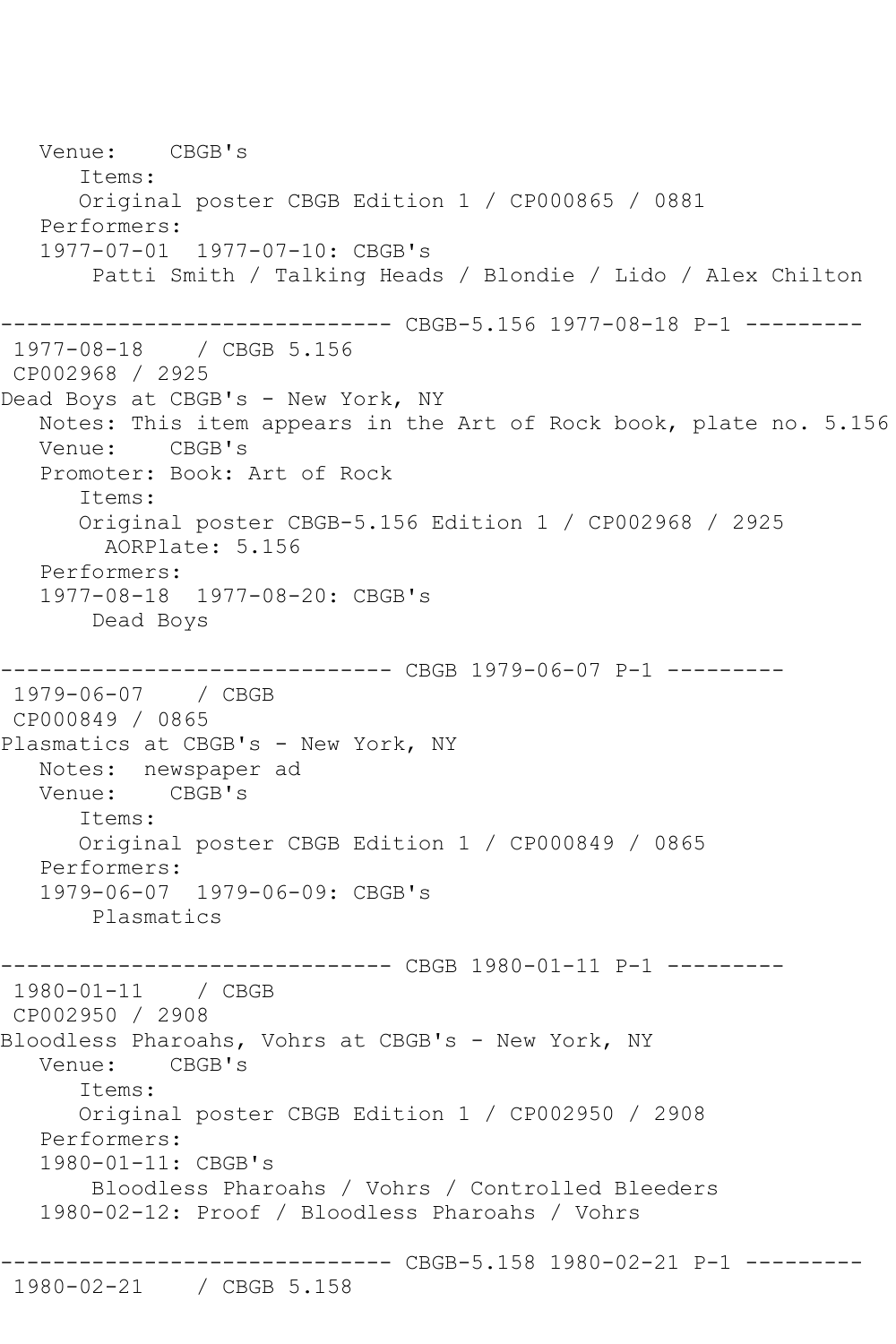```
   Venue:    CBGB's
      Items:
      Original poster CBGB Edition 1 / CP000865 / 0881
   Performers:
   1977-07-01  1977-07-10: CBGB's
       Patti Smith / Talking Heads / Blondie / Lido / Alex Chilton

------------------------------ CBGB-5.156 1977-08-18 P-1 ---------
 1977-08-18    / CBGB 5.156
 CP002968 / 2925
Dead Boys at CBGB's - New York, NY
   Notes: This item appears in the Art of Rock book, plate no. 5.156
   Venue:    CBGB's
   Promoter: Book: Art of Rock
      Items:
      Original poster CBGB-5.156 Edition 1 / CP002968 / 2925
        AORPlate: 5.156
   Performers:
   1977-08-18  1977-08-20: CBGB's
       Dead Boys

------------------------------ CBGB 1979-06-07 P-1 ---------
 1979-06-07    / CBGB
 CP000849 / 0865
Plasmatics at CBGB's - New York, NY
   Notes:  newspaper ad
   Venue:    CBGB's
      Items:
      Original poster CBGB Edition 1 / CP000849 / 0865
   Performers:
   1979-06-07  1979-06-09: CBGB's
       Plasmatics

------------------------------ CBGB 1980-01-11 P-1 ---------
 1980-01-11    / CBGB
 CP002950 / 2908
Bloodless Pharoahs, Vohrs at CBGB's - New York, NY
   Venue:    CBGB's
      Items:
      Original poster CBGB Edition 1 / CP002950 / 2908
   Performers:
   1980-01-11: CBGB's
       Bloodless Pharoahs / Vohrs / Controlled Bleeders
   1980-02-12: Proof / Bloodless Pharoahs / Vohrs

------------------------------ CBGB-5.158 1980-02-21 P-1 ---------
 1980-02-21    / CBGB 5.158
```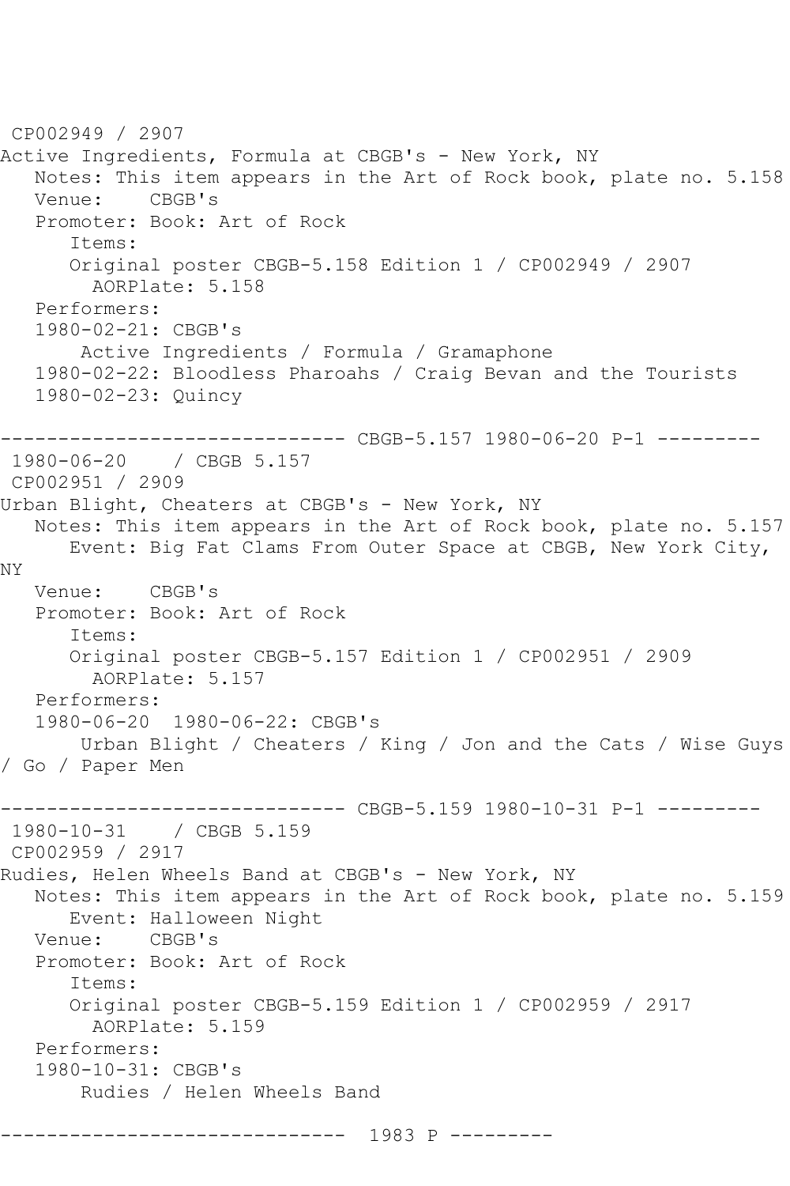CP002949 / 2907
Active Ingredients, Formula at CBGB's - New York, NY
   Notes: This item appears in the Art of Rock book, plate no. 5.158
   Venue:    CBGB's
   Promoter: Book: Art of Rock
      Items:
      Original poster CBGB-5.158 Edition 1 / CP002949 / 2907
        AORPlate: 5.158
   Performers:
   1980-02-21: CBGB's
       Active Ingredients / Formula / Gramaphone
   1980-02-22: Bloodless Pharoahs / Craig Bevan and the Tourists
   1980-02-23: Quincy

------------------------------ CBGB-5.157 1980-06-20 P-1 ---------
1980-06-20    / CBGB 5.157
CP002951 / 2909
Urban Blight, Cheaters at CBGB's - New York, NY
   Notes: This item appears in the Art of Rock book, plate no. 5.157
      Event: Big Fat Clams From Outer Space at CBGB, New York City, NY
   Venue:    CBGB's
   Promoter: Book: Art of Rock
      Items:
      Original poster CBGB-5.157 Edition 1 / CP002951 / 2909
        AORPlate: 5.157
   Performers:
   1980-06-20  1980-06-22: CBGB's
       Urban Blight / Cheaters / King / Jon and the Cats / Wise Guys / Go / Paper Men

------------------------------ CBGB-5.159 1980-10-31 P-1 ---------
1980-10-31    / CBGB 5.159
CP002959 / 2917
Rudies, Helen Wheels Band at CBGB's - New York, NY
   Notes: This item appears in the Art of Rock book, plate no. 5.159
      Event: Halloween Night
   Venue:    CBGB's
   Promoter: Book: Art of Rock
      Items:
      Original poster CBGB-5.159 Edition 1 / CP002959 / 2917
        AORPlate: 5.159
   Performers:
   1980-10-31: CBGB's
       Rudies / Helen Wheels Band

------------------------------  1983 P ---------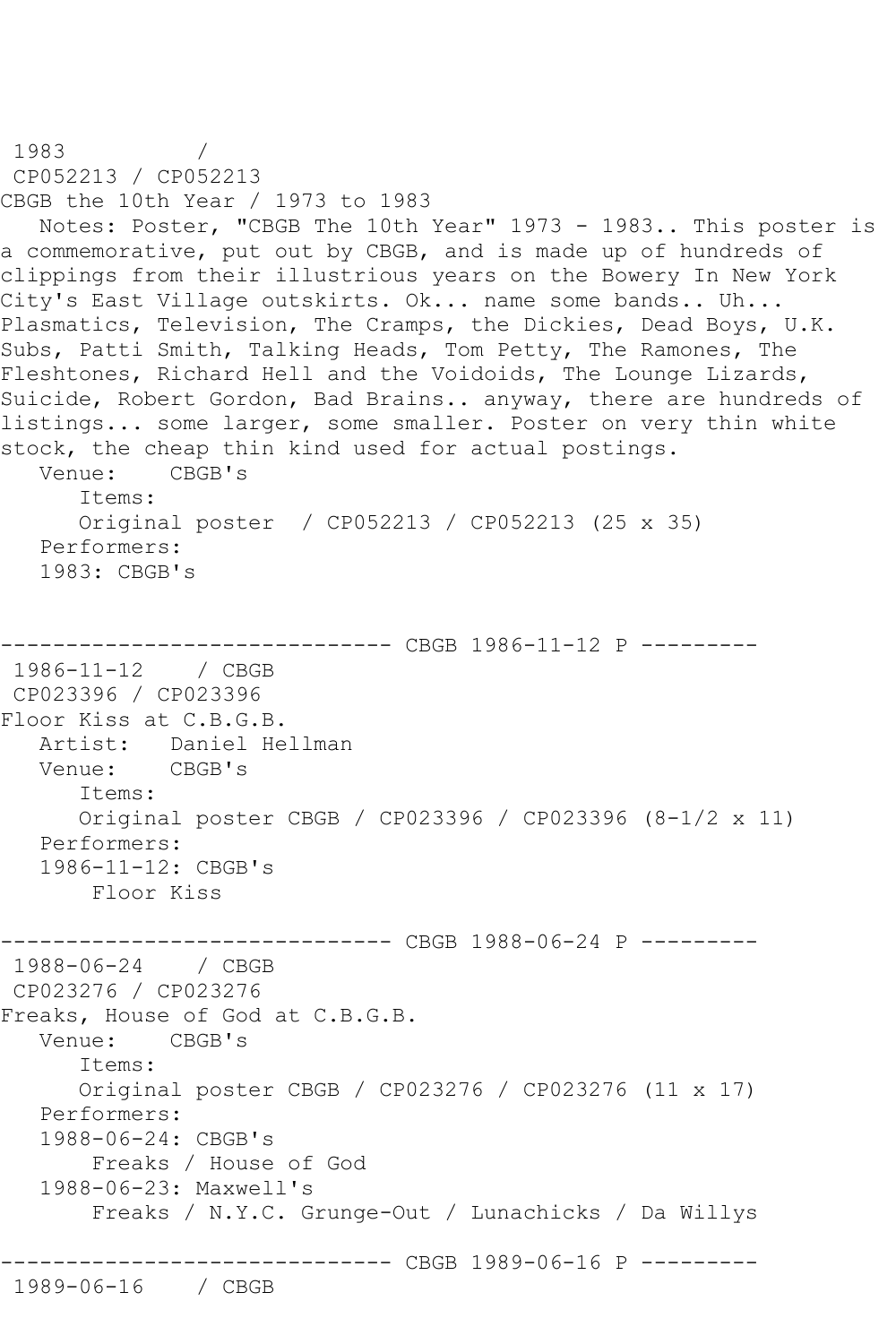1983 /
CP052213 / CP052213
CBGB the 10th Year / 1973 to 1983
Notes: Poster, "CBGB The 10th Year" 1973 - 1983.. This poster is a commemorative, put out by CBGB, and is made up of hundreds of clippings from their illustrious years on the Bowery In New York City's East Village outskirts. Ok... name some bands.. Uh... Plasmatics, Television, The Cramps, the Dickies, Dead Boys, U.K. Subs, Patti Smith, Talking Heads, Tom Petty, The Ramones, The Fleshtones, Richard Hell and the Voidoids, The Lounge Lizards, Suicide, Robert Gordon, Bad Brains.. anyway, there are hundreds of listings... some larger, some smaller. Poster on very thin white stock, the cheap thin kind used for actual postings.
Venue: CBGB's
Items:
Original poster / CP052213 / CP052213 (25 x 35)
Performers:
1983: CBGB's

------------------------------ CBGB 1986-11-12 P ---------
1986-11-12 / CBGB
CP023396 / CP023396
Floor Kiss at C.B.G.B.
Artist: Daniel Hellman
Venue: CBGB's
Items:
Original poster CBGB / CP023396 / CP023396 (8-1/2 x 11)
Performers:
1986-11-12: CBGB's
Floor Kiss

------------------------------ CBGB 1988-06-24 P ---------
1988-06-24 / CBGB
CP023276 / CP023276
Freaks, House of God at C.B.G.B.
Venue: CBGB's
Items:
Original poster CBGB / CP023276 / CP023276 (11 x 17)
Performers:
1988-06-24: CBGB's
Freaks / House of God
1988-06-23: Maxwell's
Freaks / N.Y.C. Grunge-Out / Lunachicks / Da Willys

------------------------------ CBGB 1989-06-16 P ---------
1989-06-16 / CBGB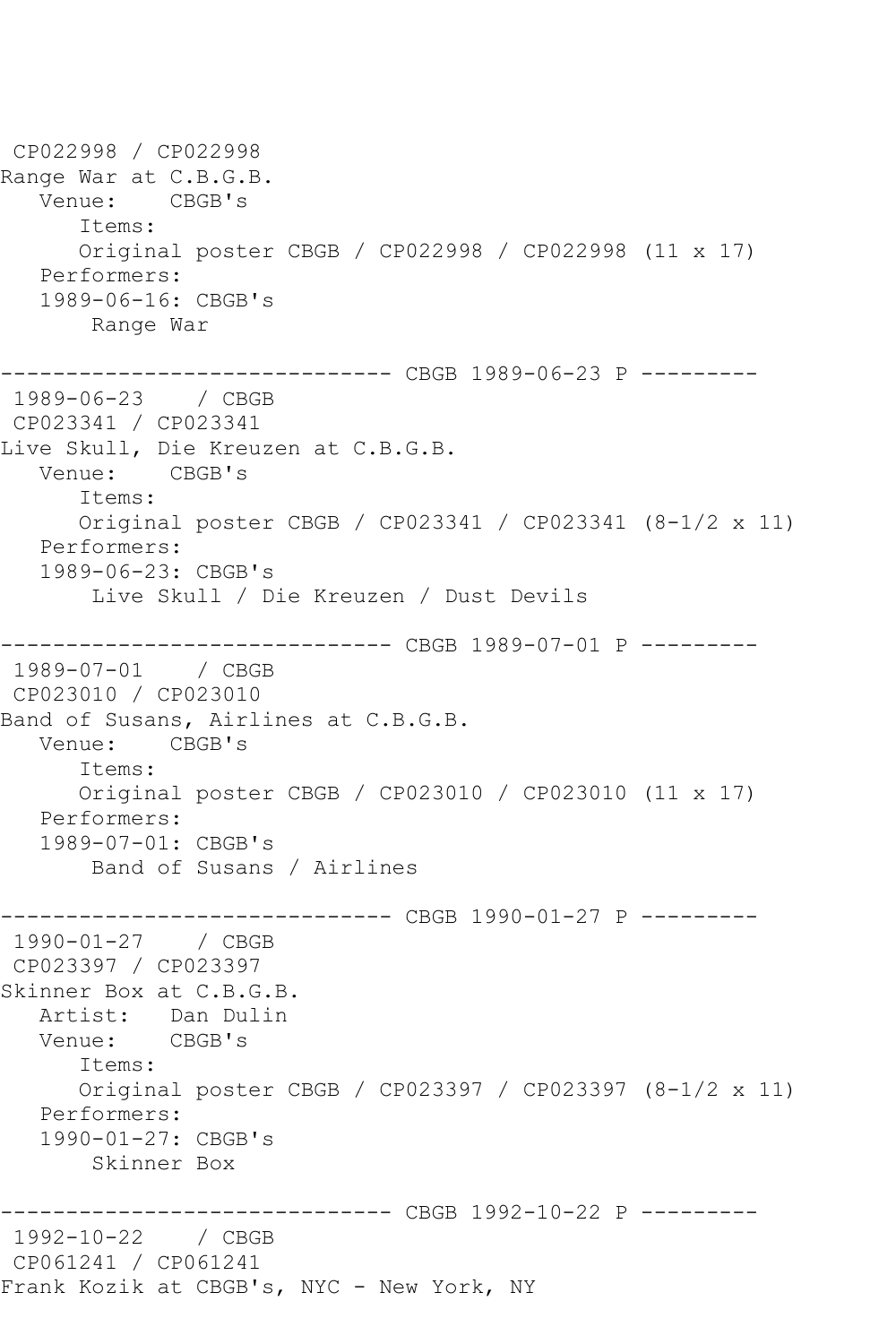CP022998 / CP022998
Range War at C.B.G.B.
   Venue:    CBGB's
      Items:
      Original poster CBGB / CP022998 / CP022998 (11 x 17)
   Performers:
   1989-06-16: CBGB's
       Range War

------------------------------ CBGB 1989-06-23 P ---------
 1989-06-23    / CBGB
 CP023341 / CP023341
Live Skull, Die Kreuzen at C.B.G.B.
   Venue:    CBGB's
      Items:
      Original poster CBGB / CP023341 / CP023341 (8-1/2 x 11)
   Performers:
   1989-06-23: CBGB's
       Live Skull / Die Kreuzen / Dust Devils

------------------------------ CBGB 1989-07-01 P ---------
 1989-07-01    / CBGB
 CP023010 / CP023010
Band of Susans, Airlines at C.B.G.B.
   Venue:    CBGB's
      Items:
      Original poster CBGB / CP023010 / CP023010 (11 x 17)
   Performers:
   1989-07-01: CBGB's
       Band of Susans / Airlines

------------------------------ CBGB 1990-01-27 P ---------
 1990-01-27    / CBGB
 CP023397 / CP023397
Skinner Box at C.B.G.B.
   Artist:   Dan Dulin
   Venue:    CBGB's
      Items:
      Original poster CBGB / CP023397 / CP023397 (8-1/2 x 11)
   Performers:
   1990-01-27: CBGB's
       Skinner Box

------------------------------ CBGB 1992-10-22 P ---------
 1992-10-22    / CBGB
 CP061241 / CP061241
Frank Kozik at CBGB's, NYC - New York, NY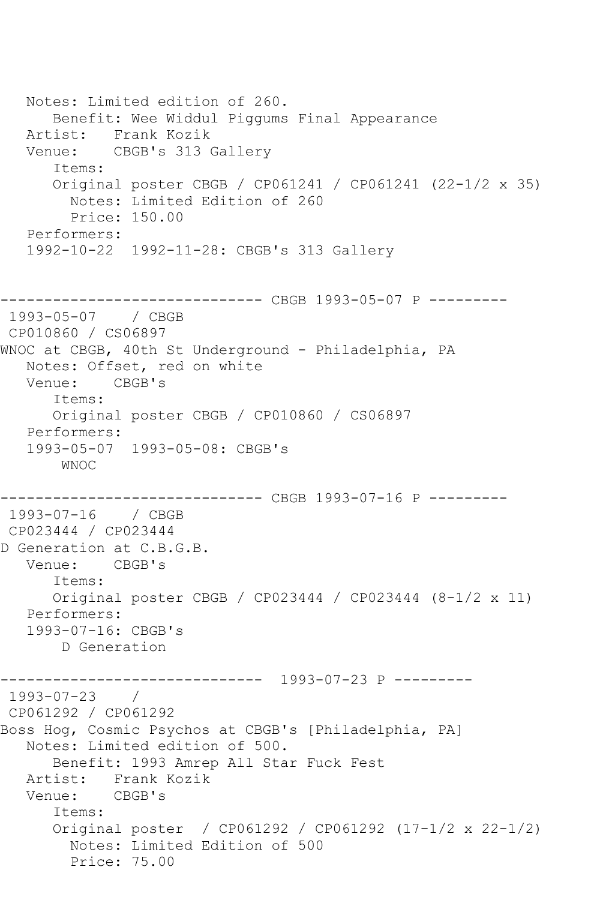Notes: Limited edition of 260.
   Benefit: Wee Widdul Piggums Final Appearance
Artist:   Frank Kozik
Venue:    CBGB's 313 Gallery
   Items:
   Original poster CBGB / CP061241 / CP061241 (22-1/2 x 35)
     Notes: Limited Edition of 260
     Price: 150.00
Performers:
1992-10-22  1992-11-28: CBGB's 313 Gallery

------------------------------ CBGB 1993-05-07 P ---------

1993-05-07    / CBGB
CP010860 / CS06897
WNOC at CBGB, 40th St Underground - Philadelphia, PA
Notes: Offset, red on white
Venue:    CBGB's
   Items:
   Original poster CBGB / CP010860 / CS06897
Performers:
1993-05-07  1993-05-08: CBGB's
    WNOC

------------------------------ CBGB 1993-07-16 P ---------

1993-07-16    / CBGB
CP023444 / CP023444
D Generation at C.B.G.B.
Venue:    CBGB's
   Items:
   Original poster CBGB / CP023444 / CP023444 (8-1/2 x 11)
Performers:
1993-07-16: CBGB's
    D Generation

------------------------------  1993-07-23 P ---------

1993-07-23    /
CP061292 / CP061292
Boss Hog, Cosmic Psychos at CBGB's [Philadelphia, PA]
Notes: Limited edition of 500.
   Benefit: 1993 Amrep All Star Fuck Fest
Artist:   Frank Kozik
Venue:    CBGB's
   Items:
   Original poster  / CP061292 / CP061292 (17-1/2 x 22-1/2)
     Notes: Limited Edition of 500
     Price: 75.00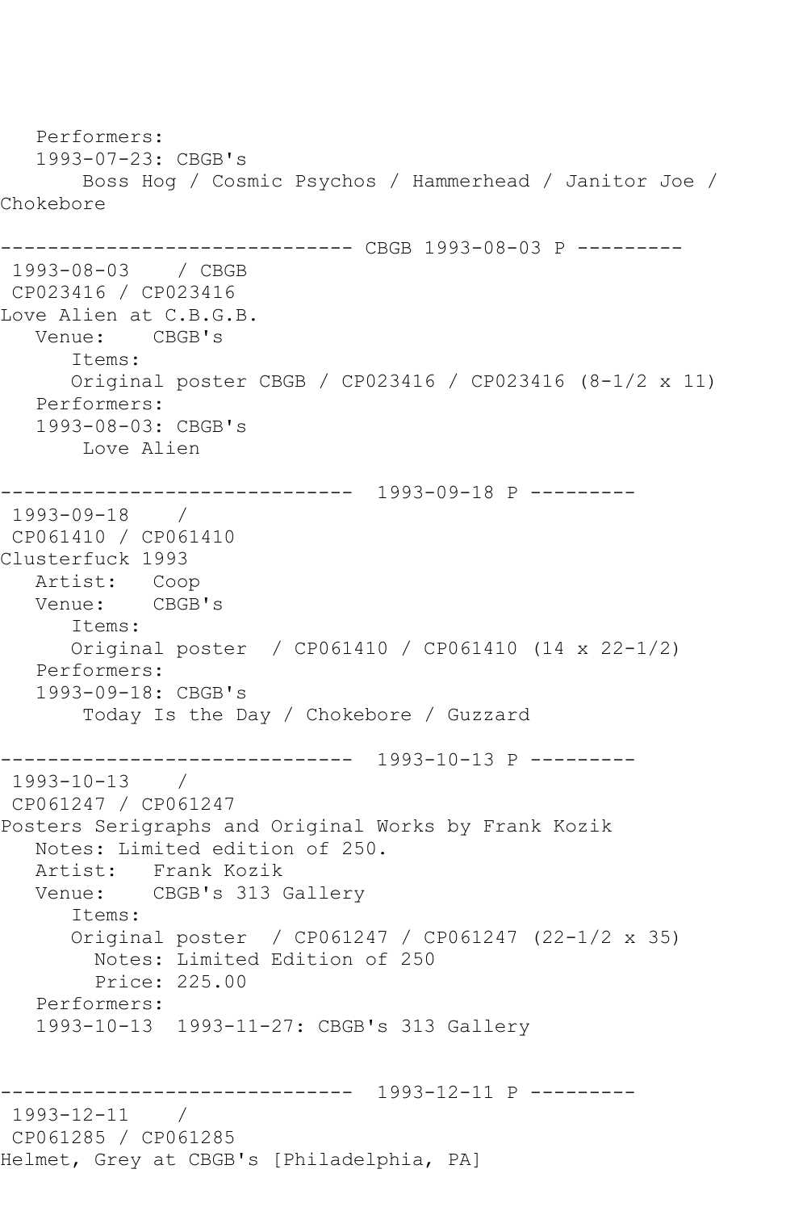Performers:
   1993-07-23: CBGB's
       Boss Hog / Cosmic Psychos / Hammerhead / Janitor Joe / Chokebore

------------------------------ CBGB 1993-08-03 P ---------
 1993-08-03    / CBGB
 CP023416 / CP023416
Love Alien at C.B.G.B.
   Venue:    CBGB's
      Items:
      Original poster CBGB / CP023416 / CP023416 (8-1/2 x 11)
   Performers:
   1993-08-03: CBGB's
       Love Alien

------------------------------  1993-09-18 P ---------
 1993-09-18    /
 CP061410 / CP061410
Clusterfuck 1993
   Artist:   Coop
   Venue:    CBGB's
      Items:
      Original poster  / CP061410 / CP061410 (14 x 22-1/2)
   Performers:
   1993-09-18: CBGB's
       Today Is the Day / Chokebore / Guzzard

------------------------------  1993-10-13 P ---------
 1993-10-13    /
 CP061247 / CP061247
Posters Serigraphs and Original Works by Frank Kozik
   Notes: Limited edition of 250.
   Artist:   Frank Kozik
   Venue:    CBGB's 313 Gallery
      Items:
      Original poster  / CP061247 / CP061247 (22-1/2 x 35)
        Notes: Limited Edition of 250
        Price: 225.00
   Performers:
   1993-10-13  1993-11-27: CBGB's 313 Gallery

------------------------------  1993-12-11 P ---------
 1993-12-11    /
 CP061285 / CP061285
Helmet, Grey at CBGB's [Philadelphia, PA]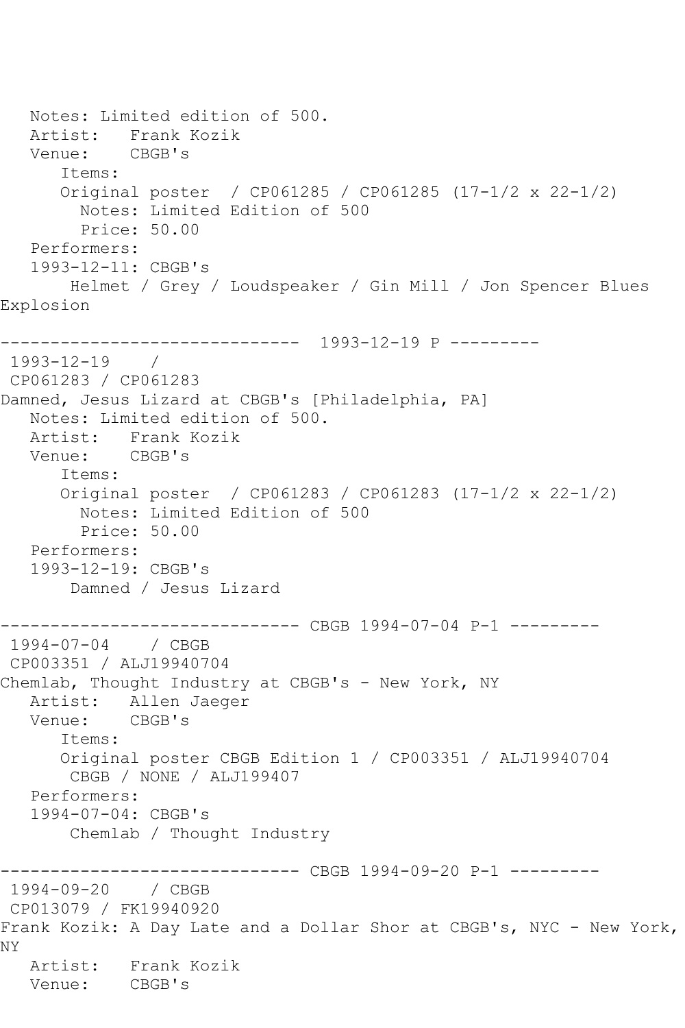Notes: Limited edition of 500.
Artist: Frank Kozik
Venue: CBGB's
Items:
Original poster / CP061285 / CP061285 (17-1/2 x 22-1/2)
Notes: Limited Edition of 500
Price: 50.00
Performers:
1993-12-11: CBGB's
Helmet / Grey / Loudspeaker / Gin Mill / Jon Spencer Blues Explosion

------------------------------ 1993-12-19 P ---------
1993-12-19 /
CP061283 / CP061283
Damned, Jesus Lizard at CBGB's [Philadelphia, PA]
Notes: Limited edition of 500.
Artist: Frank Kozik
Venue: CBGB's
Items:
Original poster / CP061283 / CP061283 (17-1/2 x 22-1/2)
Notes: Limited Edition of 500
Price: 50.00
Performers:
1993-12-19: CBGB's
Damned / Jesus Lizard

------------------------------ CBGB 1994-07-04 P-1 ---------
1994-07-04 / CBGB
CP003351 / ALJ19940704
Chemlab, Thought Industry at CBGB's - New York, NY
Artist: Allen Jaeger
Venue: CBGB's
Items:
Original poster CBGB Edition 1 / CP003351 / ALJ19940704
CBGB / NONE / ALJ199407
Performers:
1994-07-04: CBGB's
Chemlab / Thought Industry

------------------------------ CBGB 1994-09-20 P-1 ---------
1994-09-20 / CBGB
CP013079 / FK19940920
Frank Kozik: A Day Late and a Dollar Shor at CBGB's, NYC - New York, NY
Artist: Frank Kozik
Venue: CBGB's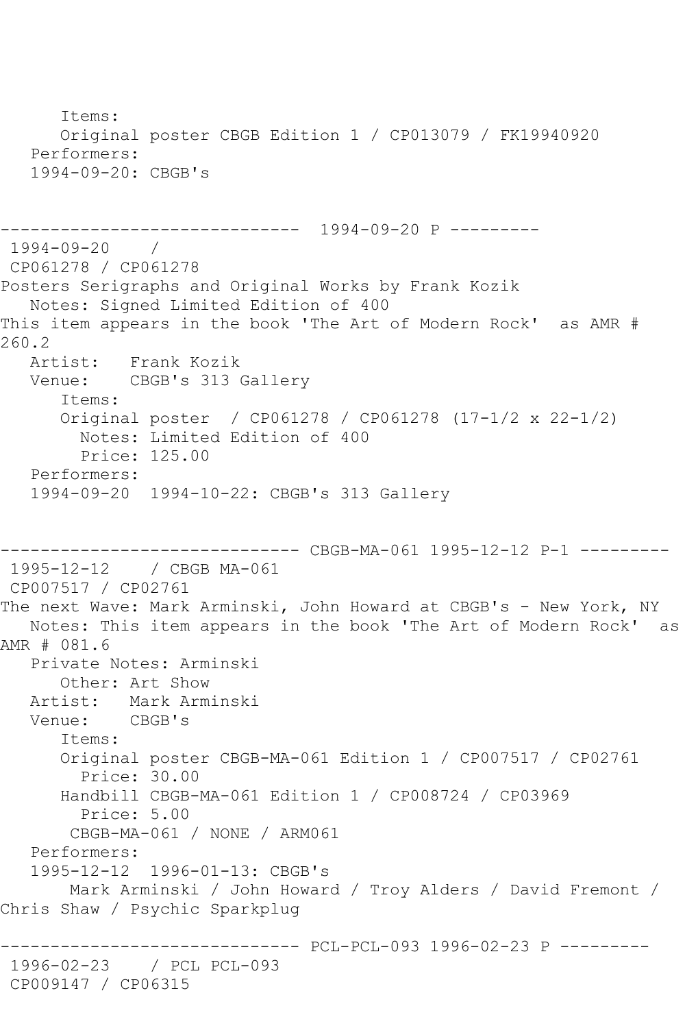Items:
Original poster CBGB Edition 1 / CP013079 / FK19940920
Performers:
1994-09-20: CBGB's

------------------------------ 1994-09-20 P ---------
1994-09-20 /
CP061278 / CP061278
Posters Serigraphs and Original Works by Frank Kozik
Notes: Signed Limited Edition of 400
This item appears in the book 'The Art of Modern Rock' as AMR # 260.2
Artist: Frank Kozik
Venue: CBGB's 313 Gallery
Items:
Original poster / CP061278 / CP061278 (17-1/2 x 22-1/2)
Notes: Limited Edition of 400
Price: 125.00
Performers:
1994-09-20 1994-10-22: CBGB's 313 Gallery

------------------------------ CBGB-MA-061 1995-12-12 P-1 ---------
1995-12-12 / CBGB MA-061
CP007517 / CP02761
The next Wave: Mark Arminski, John Howard at CBGB's - New York, NY
Notes: This item appears in the book 'The Art of Modern Rock' as AMR # 081.6
Private Notes: Arminski
Other: Art Show
Artist: Mark Arminski
Venue: CBGB's
Items:
Original poster CBGB-MA-061 Edition 1 / CP007517 / CP02761
Price: 30.00
Handbill CBGB-MA-061 Edition 1 / CP008724 / CP03969
Price: 5.00
CBGB-MA-061 / NONE / ARM061
Performers:
1995-12-12 1996-01-13: CBGB's
Mark Arminski / John Howard / Troy Alders / David Fremont / Chris Shaw / Psychic Sparkplug

------------------------------ PCL-PCL-093 1996-02-23 P ---------
1996-02-23 / PCL PCL-093
CP009147 / CP06315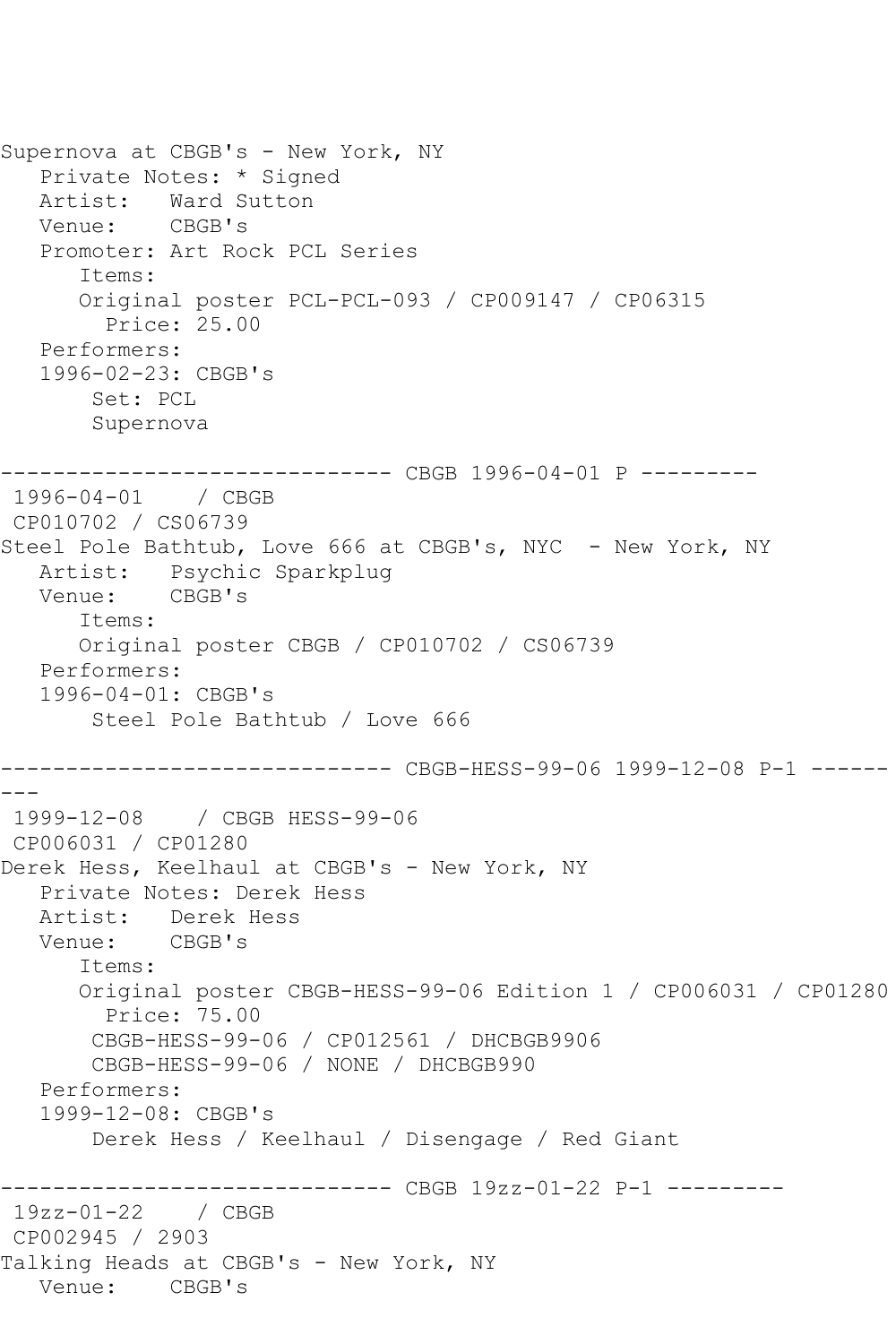```
Supernova at CBGB's - New York, NY
   Private Notes: * Signed
   Artist:   Ward Sutton
   Venue:    CBGB's
   Promoter: Art Rock PCL Series
      Items:
      Original poster PCL-PCL-093 / CP009147 / CP06315
        Price: 25.00
   Performers:
   1996-02-23: CBGB's
       Set: PCL
       Supernova

------------------------------ CBGB 1996-04-01 P ---------
 1996-04-01    / CBGB
 CP010702 / CS06739
Steel Pole Bathtub, Love 666 at CBGB's, NYC  - New York, NY
   Artist:   Psychic Sparkplug
   Venue:    CBGB's
      Items:
      Original poster CBGB / CP010702 / CS06739
   Performers:
   1996-04-01: CBGB's
       Steel Pole Bathtub / Love 666

------------------------------ CBGB-HESS-99-06 1999-12-08 P-1 ------
---
 1999-12-08    / CBGB HESS-99-06
 CP006031 / CP01280
Derek Hess, Keelhaul at CBGB's - New York, NY
   Private Notes: Derek Hess
   Artist:   Derek Hess
   Venue:    CBGB's
      Items:
      Original poster CBGB-HESS-99-06 Edition 1 / CP006031 / CP01280
        Price: 75.00
       CBGB-HESS-99-06 / CP012561 / DHCBGB9906
       CBGB-HESS-99-06 / NONE / DHCBGB990
   Performers:
   1999-12-08: CBGB's
       Derek Hess / Keelhaul / Disengage / Red Giant

------------------------------ CBGB 19zz-01-22 P-1 ---------
 19zz-01-22    / CBGB
 CP002945 / 2903
Talking Heads at CBGB's - New York, NY
   Venue:    CBGB's
```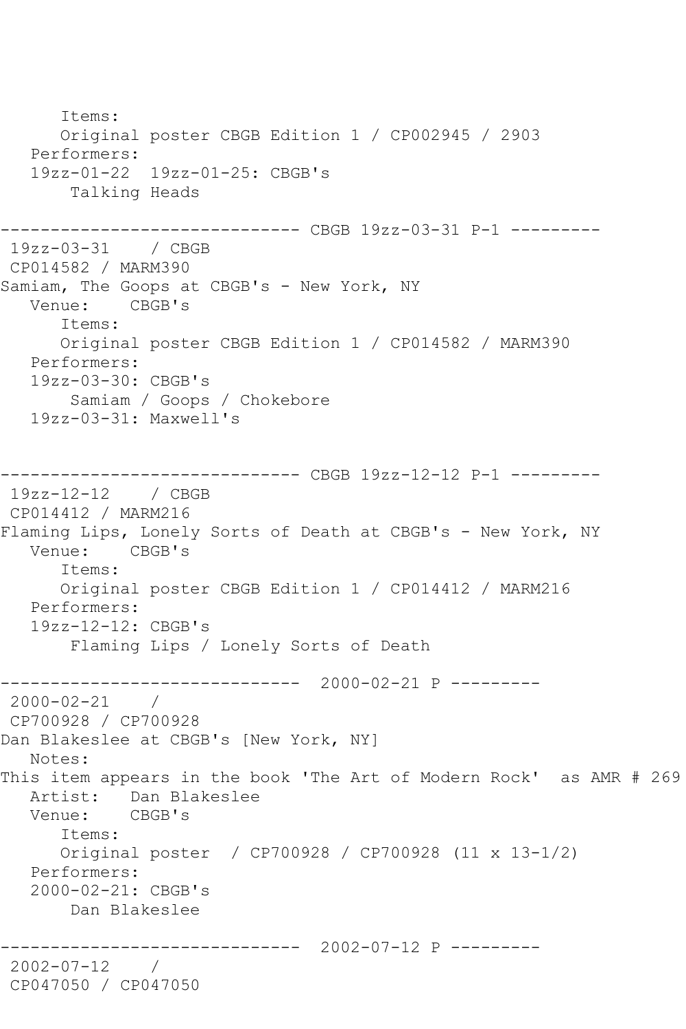```
      Items:
      Original poster CBGB Edition 1 / CP002945 / 2903
   Performers:
   19zz-01-22  19zz-01-25: CBGB's
       Talking Heads

------------------------------ CBGB 19zz-03-31 P-1 ---------
 19zz-03-31    / CBGB
 CP014582 / MARM390
Samiam, The Goops at CBGB's - New York, NY
   Venue:    CBGB's
      Items:
      Original poster CBGB Edition 1 / CP014582 / MARM390
   Performers:
   19zz-03-30: CBGB's
       Samiam / Goops / Chokebore
   19zz-03-31: Maxwell's


------------------------------ CBGB 19zz-12-12 P-1 ---------
 19zz-12-12    / CBGB
 CP014412 / MARM216
Flaming Lips, Lonely Sorts of Death at CBGB's - New York, NY
   Venue:    CBGB's
      Items:
      Original poster CBGB Edition 1 / CP014412 / MARM216
   Performers:
   19zz-12-12: CBGB's
       Flaming Lips / Lonely Sorts of Death

------------------------------  2000-02-21 P ---------
 2000-02-21    /
 CP700928 / CP700928
Dan Blakeslee at CBGB's [New York, NY]
   Notes:
This item appears in the book 'The Art of Modern Rock'  as AMR # 269
   Artist:   Dan Blakeslee
   Venue:    CBGB's
      Items:
      Original poster  / CP700928 / CP700928 (11 x 13-1/2)
   Performers:
   2000-02-21: CBGB's
       Dan Blakeslee

------------------------------  2002-07-12 P ---------
 2002-07-12    /
 CP047050 / CP047050
```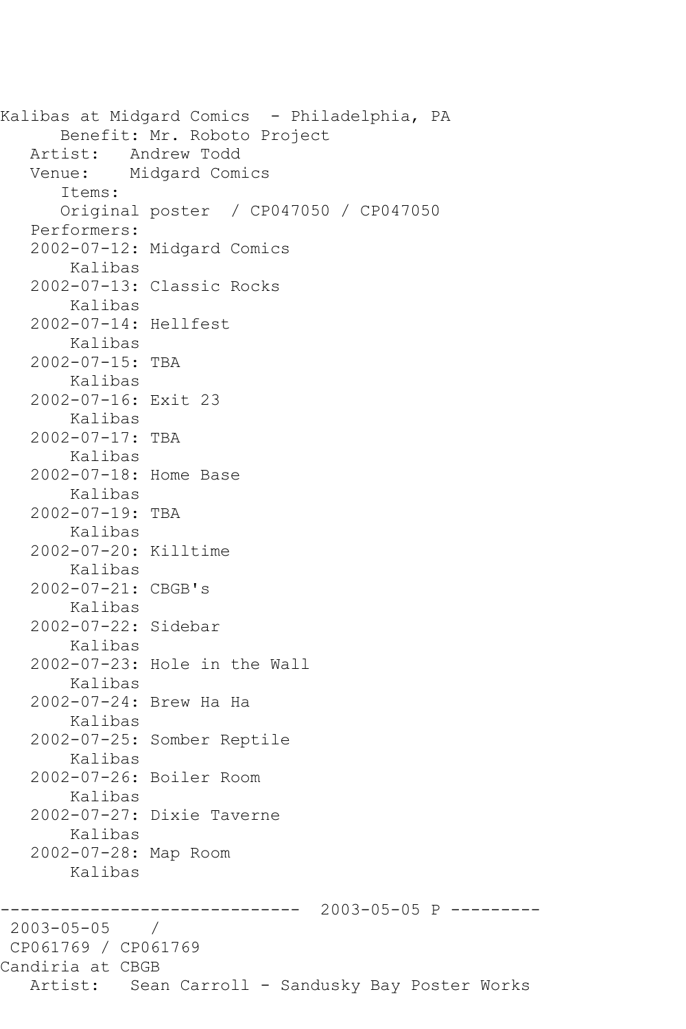Kalibas at Midgard Comics - Philadelphia, PA
Benefit: Mr. Roboto Project
Artist: Andrew Todd
Venue: Midgard Comics
Items:
Original poster / CP047050 / CP047050
Performers:
2002-07-12: Midgard Comics
Kalibas
2002-07-13: Classic Rocks
Kalibas
2002-07-14: Hellfest
Kalibas
2002-07-15: TBA
Kalibas
2002-07-16: Exit 23
Kalibas
2002-07-17: TBA
Kalibas
2002-07-18: Home Base
Kalibas
2002-07-19: TBA
Kalibas
2002-07-20: Killtime
Kalibas
2002-07-21: CBGB's
Kalibas
2002-07-22: Sidebar
Kalibas
2002-07-23: Hole in the Wall
Kalibas
2002-07-24: Brew Ha Ha
Kalibas
2002-07-25: Somber Reptile
Kalibas
2002-07-26: Boiler Room
Kalibas
2002-07-27: Dixie Taverne
Kalibas
2002-07-28: Map Room
Kalibas

------------------------------ 2003-05-05 P ---------
2003-05-05 /
CP061769 / CP061769
Candiria at CBGB
Artist: Sean Carroll - Sandusky Bay Poster Works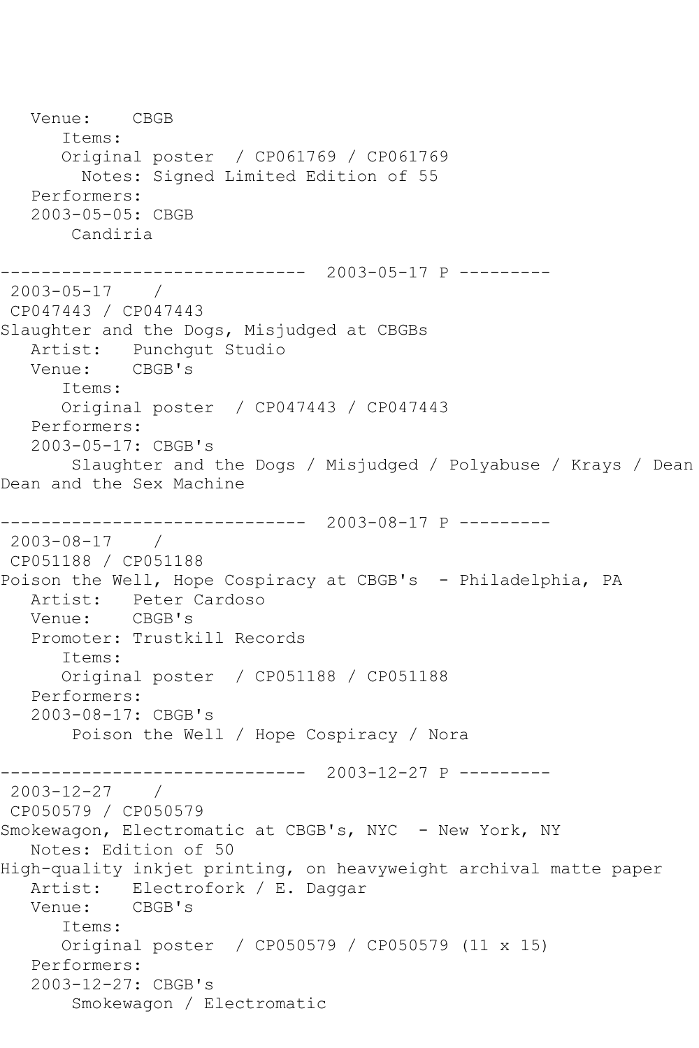```
   Venue:    CBGB
      Items:
      Original poster  / CP061769 / CP061769
        Notes: Signed Limited Edition of 55
   Performers:
   2003-05-05: CBGB
       Candiria

------------------------------  2003-05-17 P ---------
 2003-05-17    /
 CP047443 / CP047443
Slaughter and the Dogs, Misjudged at CBGBs
   Artist:   Punchgut Studio
   Venue:    CBGB's
      Items:
      Original poster  / CP047443 / CP047443
   Performers:
   2003-05-17: CBGB's
       Slaughter and the Dogs / Misjudged / Polyabuse / Krays / Dean
Dean and the Sex Machine

------------------------------  2003-08-17 P ---------
 2003-08-17    /
 CP051188 / CP051188
Poison the Well, Hope Cospiracy at CBGB's  - Philadelphia, PA
   Artist:   Peter Cardoso
   Venue:    CBGB's
   Promoter: Trustkill Records
      Items:
      Original poster  / CP051188 / CP051188
   Performers:
   2003-08-17: CBGB's
       Poison the Well / Hope Cospiracy / Nora

------------------------------  2003-12-27 P ---------
 2003-12-27    /
 CP050579 / CP050579
Smokewagon, Electromatic at CBGB's, NYC  - New York, NY
   Notes: Edition of 50
High-quality inkjet printing, on heavyweight archival matte paper
   Artist:   Electrofork / E. Daggar
   Venue:    CBGB's
      Items:
      Original poster  / CP050579 / CP050579 (11 x 15)
   Performers:
   2003-12-27: CBGB's
       Smokewagon / Electromatic
```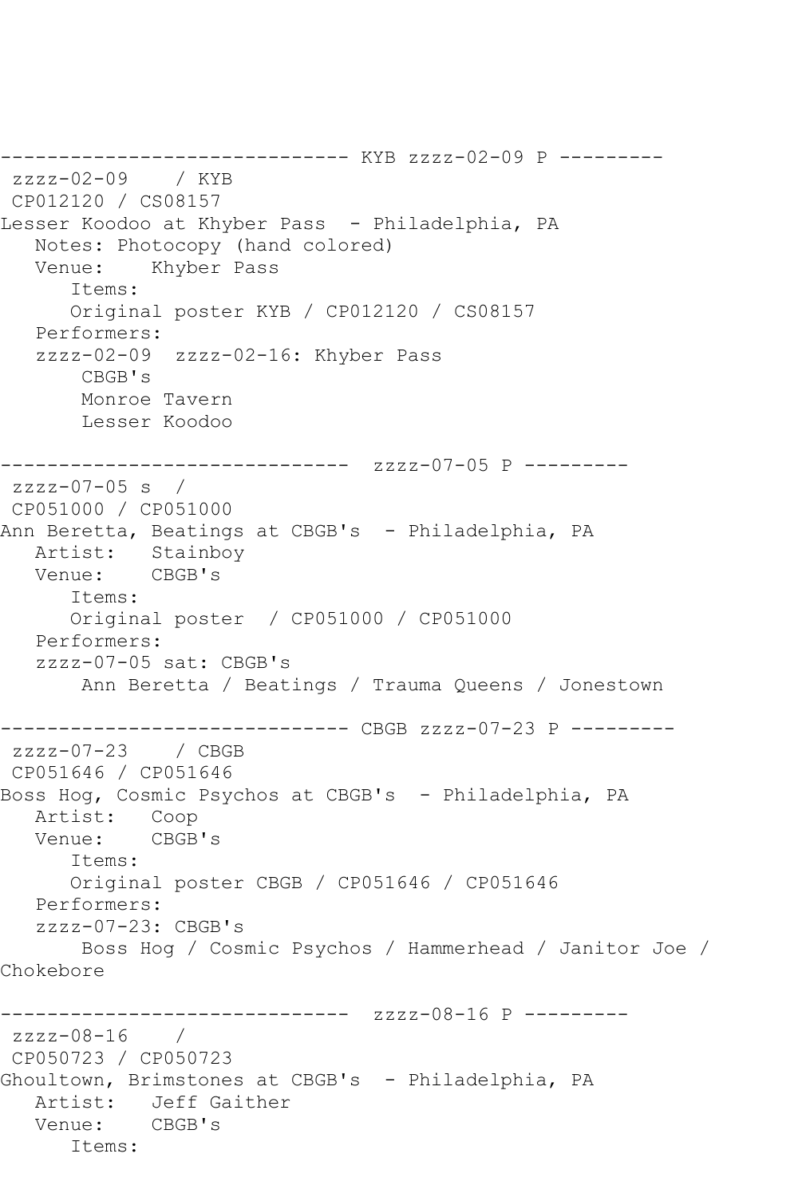------------------------------ KYB zzzz-02-09 P ---------
 zzzz-02-09    / KYB
 CP012120 / CS08157
Lesser Koodoo at Khyber Pass  - Philadelphia, PA
   Notes: Photocopy (hand colored)
   Venue:    Khyber Pass
      Items:
      Original poster KYB / CP012120 / CS08157
   Performers:
   zzzz-02-09  zzzz-02-16: Khyber Pass
       CBGB's
       Monroe Tavern
       Lesser Koodoo

------------------------------  zzzz-07-05 P ---------
 zzzz-07-05 s  /
 CP051000 / CP051000
Ann Beretta, Beatings at CBGB's  - Philadelphia, PA
   Artist:   Stainboy
   Venue:    CBGB's
      Items:
      Original poster  / CP051000 / CP051000
   Performers:
   zzzz-07-05 sat: CBGB's
       Ann Beretta / Beatings / Trauma Queens / Jonestown

------------------------------ CBGB zzzz-07-23 P ---------
 zzzz-07-23    / CBGB
 CP051646 / CP051646
Boss Hog, Cosmic Psychos at CBGB's  - Philadelphia, PA
   Artist:   Coop
   Venue:    CBGB's
      Items:
      Original poster CBGB / CP051646 / CP051646
   Performers:
   zzzz-07-23: CBGB's
       Boss Hog / Cosmic Psychos / Hammerhead / Janitor Joe /
Chokebore

------------------------------  zzzz-08-16 P ---------
 zzzz-08-16    /
 CP050723 / CP050723
Ghoultown, Brimstones at CBGB's  - Philadelphia, PA
   Artist:   Jeff Gaither
   Venue:    CBGB's
      Items: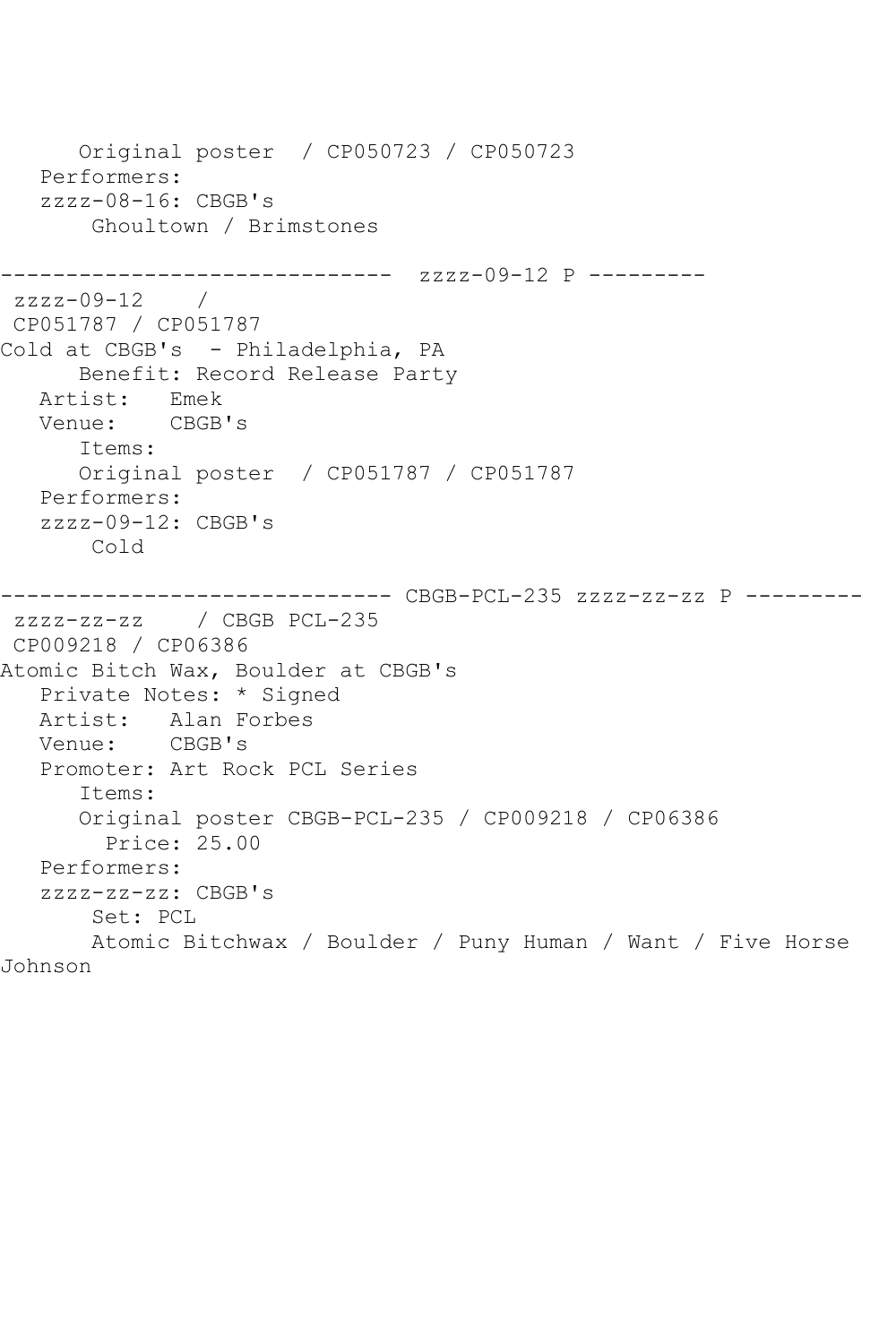```
      Original poster  / CP050723 / CP050723
   Performers:
   zzzz-08-16: CBGB's
       Ghoultown / Brimstones

------------------------------  zzzz-09-12 P ---------
 zzzz-09-12    /
 CP051787 / CP051787
Cold at CBGB's  - Philadelphia, PA
      Benefit: Record Release Party
   Artist:   Emek
   Venue:    CBGB's
      Items:
      Original poster  / CP051787 / CP051787
   Performers:
   zzzz-09-12: CBGB's
       Cold

------------------------------ CBGB-PCL-235 zzzz-zz-zz P ---------
 zzzz-zz-zz    / CBGB PCL-235
 CP009218 / CP06386
Atomic Bitch Wax, Boulder at CBGB's
   Private Notes: * Signed
   Artist:   Alan Forbes
   Venue:    CBGB's
   Promoter: Art Rock PCL Series
      Items:
      Original poster CBGB-PCL-235 / CP009218 / CP06386
        Price: 25.00
   Performers:
   zzzz-zz-zz: CBGB's
       Set: PCL
       Atomic Bitchwax / Boulder / Puny Human / Want / Five Horse
Johnson
```